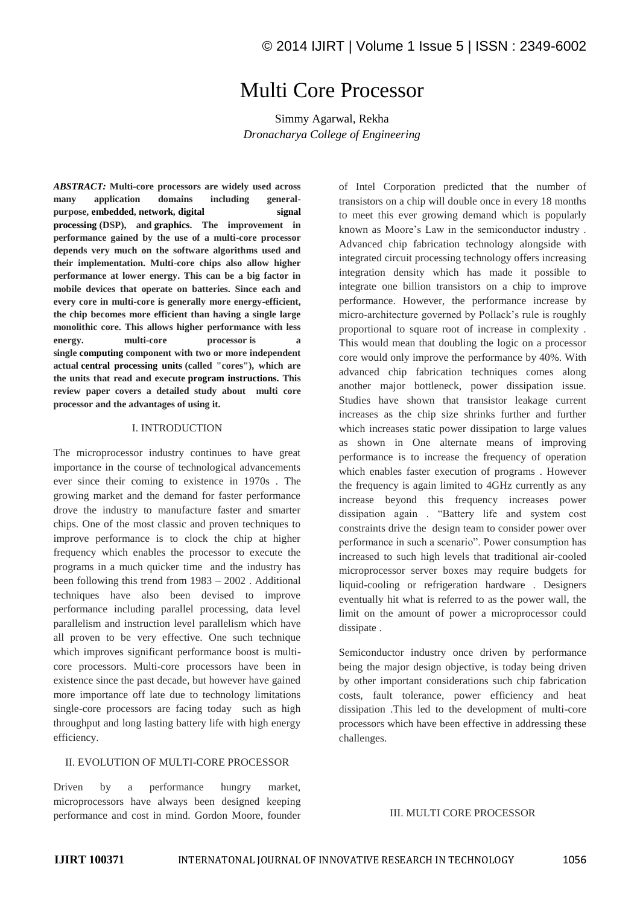# Multi Core Processor

Simmy Agarwal, Rekha

*Dronacharya College of Engineering*

***ABSTRACT:*** **Multi-core processors are widely used across many application domains including general-purpose, embedded, network, digital signal processing (DSP), and graphics. The improvement in performance gained by the use of a multi-core processor depends very much on the software algorithms used and their implementation. Multi-core chips also allow higher performance at lower energy. This can be a big factor in mobile devices that operate on batteries. Since each and every core in multi-core is generally more energy-efficient, the chip becomes more efficient than having a single large monolithic core. This allows higher performance with less energy. multi-core processor is a single computing component with two or more independent actual central processing units (called "cores"), which are the units that read and execute program instructions. This review paper covers a detailed study about multi core processor and the advantages of using it.**

## I. INTRODUCTION

The microprocessor industry continues to have great importance in the course of technological advancements ever since their coming to existence in 1970s . The growing market and the demand for faster performance drove the industry to manufacture faster and smarter chips. One of the most classic and proven techniques to improve performance is to clock the chip at higher frequency which enables the processor to execute the programs in a much quicker time and the industry has been following this trend from 1983 – 2002 . Additional techniques have also been devised to improve performance including parallel processing, data level parallelism and instruction level parallelism which have all proven to be very effective. One such technique which improves significant performance boost is multi-core processors. Multi-core processors have been in existence since the past decade, but however have gained more importance off late due to technology limitations single-core processors are facing today such as high throughput and long lasting battery life with high energy efficiency.

## II. EVOLUTION OF MULTI-CORE PROCESSOR

Driven by a performance hungry market, microprocessors have always been designed keeping performance and cost in mind. Gordon Moore, founder of Intel Corporation predicted that the number of transistors on a chip will double once in every 18 months to meet this ever growing demand which is popularly known as Moore's Law in the semiconductor industry . Advanced chip fabrication technology alongside with integrated circuit processing technology offers increasing integration density which has made it possible to integrate one billion transistors on a chip to improve performance. However, the performance increase by micro-architecture governed by Pollack's rule is roughly proportional to square root of increase in complexity . This would mean that doubling the logic on a processor core would only improve the performance by 40%. With advanced chip fabrication techniques comes along another major bottleneck, power dissipation issue. Studies have shown that transistor leakage current increases as the chip size shrinks further and further which increases static power dissipation to large values as shown in One alternate means of improving performance is to increase the frequency of operation which enables faster execution of programs . However the frequency is again limited to 4GHz currently as any increase beyond this frequency increases power dissipation again . "Battery life and system cost constraints drive the design team to consider power over performance in such a scenario". Power consumption has increased to such high levels that traditional air-cooled microprocessor server boxes may require budgets for liquid-cooling or refrigeration hardware . Designers eventually hit what is referred to as the power wall, the limit on the amount of power a microprocessor could dissipate .

Semiconductor industry once driven by performance being the major design objective, is today being driven by other important considerations such chip fabrication costs, fault tolerance, power efficiency and heat dissipation .This led to the development of multi-core processors which have been effective in addressing these challenges.

## III. MULTI CORE PROCESSOR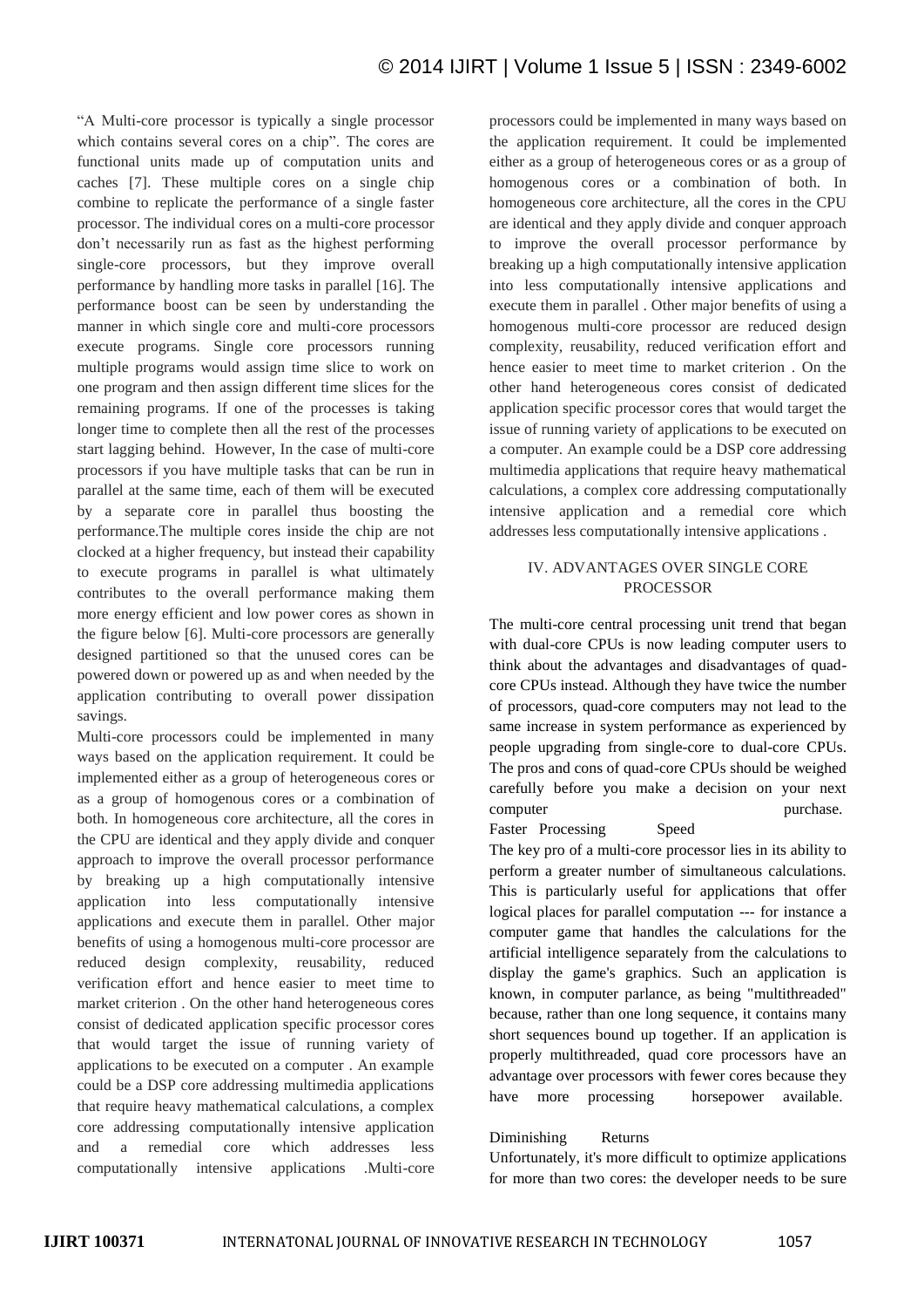"A Multi-core processor is typically a single processor which contains several cores on a chip". The cores are functional units made up of computation units and caches [7]. These multiple cores on a single chip combine to replicate the performance of a single faster processor. The individual cores on a multi-core processor don't necessarily run as fast as the highest performing single-core processors, but they improve overall performance by handling more tasks in parallel [16]. The performance boost can be seen by understanding the manner in which single core and multi-core processors execute programs. Single core processors running multiple programs would assign time slice to work on one program and then assign different time slices for the remaining programs. If one of the processes is taking longer time to complete then all the rest of the processes start lagging behind. However, In the case of multi-core processors if you have multiple tasks that can be run in parallel at the same time, each of them will be executed by a separate core in parallel thus boosting the performance.The multiple cores inside the chip are not clocked at a higher frequency, but instead their capability to execute programs in parallel is what ultimately contributes to the overall performance making them more energy efficient and low power cores as shown in the figure below [6]. Multi-core processors are generally designed partitioned so that the unused cores can be powered down or powered up as and when needed by the application contributing to overall power dissipation savings.

Multi-core processors could be implemented in many ways based on the application requirement. It could be implemented either as a group of heterogeneous cores or as a group of homogenous cores or a combination of both. In homogeneous core architecture, all the cores in the CPU are identical and they apply divide and conquer approach to improve the overall processor performance by breaking up a high computationally intensive application into less computationally intensive applications and execute them in parallel. Other major benefits of using a homogenous multi-core processor are reduced design complexity, reusability, reduced verification effort and hence easier to meet time to market criterion . On the other hand heterogeneous cores consist of dedicated application specific processor cores that would target the issue of running variety of applications to be executed on a computer . An example could be a DSP core addressing multimedia applications that require heavy mathematical calculations, a complex core addressing computationally intensive application and a remedial core which addresses less computationally intensive applications .Multi-core processors could be implemented in many ways based on the application requirement. It could be implemented either as a group of heterogeneous cores or as a group of homogenous cores or a combination of both. In homogeneous core architecture, all the cores in the CPU are identical and they apply divide and conquer approach to improve the overall processor performance by breaking up a high computationally intensive application into less computationally intensive applications and execute them in parallel . Other major benefits of using a homogenous multi-core processor are reduced design complexity, reusability, reduced verification effort and hence easier to meet time to market criterion . On the other hand heterogeneous cores consist of dedicated application specific processor cores that would target the issue of running variety of applications to be executed on a computer. An example could be a DSP core addressing multimedia applications that require heavy mathematical calculations, a complex core addressing computationally intensive application and a remedial core which addresses less computationally intensive applications .

## IV. ADVANTAGES OVER SINGLE CORE PROCESSOR

The multi-core central processing unit trend that began with dual-core CPUs is now leading computer users to think about the advantages and disadvantages of quad-core CPUs instead. Although they have twice the number of processors, quad-core computers may not lead to the same increase in system performance as experienced by people upgrading from single-core to dual-core CPUs. The pros and cons of quad-core CPUs should be weighed carefully before you make a decision on your next computer purchase.

Faster Processing Speed

The key pro of a multi-core processor lies in its ability to perform a greater number of simultaneous calculations. This is particularly useful for applications that offer logical places for parallel computation --- for instance a computer game that handles the calculations for the artificial intelligence separately from the calculations to display the game's graphics. Such an application is known, in computer parlance, as being "multithreaded" because, rather than one long sequence, it contains many short sequences bound up together. If an application is properly multithreaded, quad core processors have an advantage over processors with fewer cores because they have more processing horsepower available.

Diminishing Returns

Unfortunately, it's more difficult to optimize applications for more than two cores: the developer needs to be sure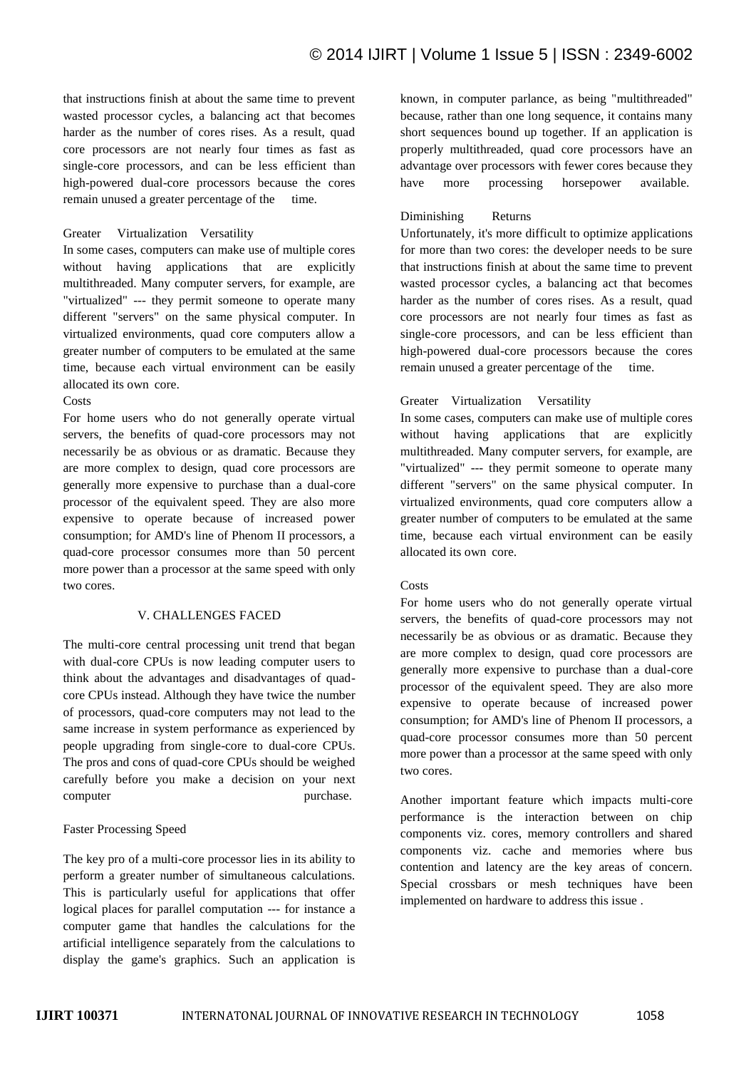that instructions finish at about the same time to prevent wasted processor cycles, a balancing act that becomes harder as the number of cores rises. As a result, quad core processors are not nearly four times as fast as single-core processors, and can be less efficient than high-powered dual-core processors because the cores remain unused a greater percentage of the time.

Greater Virtualization Versatility

In some cases, computers can make use of multiple cores without having applications that are explicitly multithreaded. Many computer servers, for example, are "virtualized" --- they permit someone to operate many different "servers" on the same physical computer. In virtualized environments, quad core computers allow a greater number of computers to be emulated at the same time, because each virtual environment can be easily allocated its own core.

Costs

For home users who do not generally operate virtual servers, the benefits of quad-core processors may not necessarily be as obvious or as dramatic. Because they are more complex to design, quad core processors are generally more expensive to purchase than a dual-core processor of the equivalent speed. They are also more expensive to operate because of increased power consumption; for AMD's line of Phenom II processors, a quad-core processor consumes more than 50 percent more power than a processor at the same speed with only two cores.

## V. CHALLENGES FACED

The multi-core central processing unit trend that began with dual-core CPUs is now leading computer users to think about the advantages and disadvantages of quad-core CPUs instead. Although they have twice the number of processors, quad-core computers may not lead to the same increase in system performance as experienced by people upgrading from single-core to dual-core CPUs. The pros and cons of quad-core CPUs should be weighed carefully before you make a decision on your next computer purchase.

Faster Processing Speed

The key pro of a multi-core processor lies in its ability to perform a greater number of simultaneous calculations. This is particularly useful for applications that offer logical places for parallel computation --- for instance a computer game that handles the calculations for the artificial intelligence separately from the calculations to display the game's graphics. Such an application is known, in computer parlance, as being "multithreaded" because, rather than one long sequence, it contains many short sequences bound up together. If an application is properly multithreaded, quad core processors have an advantage over processors with fewer cores because they have more processing horsepower available.

Diminishing Returns

Unfortunately, it's more difficult to optimize applications for more than two cores: the developer needs to be sure that instructions finish at about the same time to prevent wasted processor cycles, a balancing act that becomes harder as the number of cores rises. As a result, quad core processors are not nearly four times as fast as single-core processors, and can be less efficient than high-powered dual-core processors because the cores remain unused a greater percentage of the time.

Greater Virtualization Versatility

In some cases, computers can make use of multiple cores without having applications that are explicitly multithreaded. Many computer servers, for example, are "virtualized" --- they permit someone to operate many different "servers" on the same physical computer. In virtualized environments, quad core computers allow a greater number of computers to be emulated at the same time, because each virtual environment can be easily allocated its own core.

Costs

For home users who do not generally operate virtual servers, the benefits of quad-core processors may not necessarily be as obvious or as dramatic. Because they are more complex to design, quad core processors are generally more expensive to purchase than a dual-core processor of the equivalent speed. They are also more expensive to operate because of increased power consumption; for AMD's line of Phenom II processors, a quad-core processor consumes more than 50 percent more power than a processor at the same speed with only two cores.

Another important feature which impacts multi-core performance is the interaction between on chip components viz. cores, memory controllers and shared components viz. cache and memories where bus contention and latency are the key areas of concern. Special crossbars or mesh techniques have been implemented on hardware to address this issue .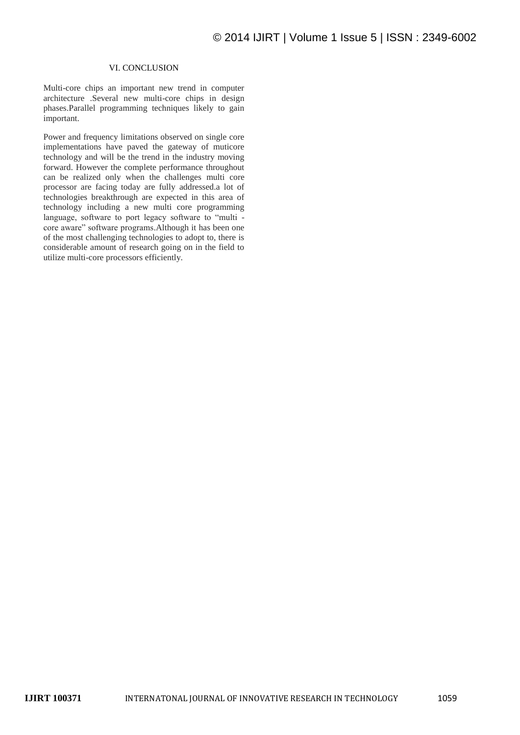## VI. CONCLUSION

Multi-core chips an important new trend in computer architecture .Several new multi-core chips in design phases.Parallel programming techniques likely to gain important.

Power and frequency limitations observed on single core implementations have paved the gateway of muticore technology and will be the trend in the industry moving forward. However the complete performance throughout can be realized only when the challenges multi core processor are facing today are fully addressed.a lot of technologies breakthrough are expected in this area of technology including a new multi core programming language, software to port legacy software to "multi - core aware" software programs.Although it has been one of the most challenging technologies to adopt to, there is considerable amount of research going on in the field to utilize multi-core processors efficiently.